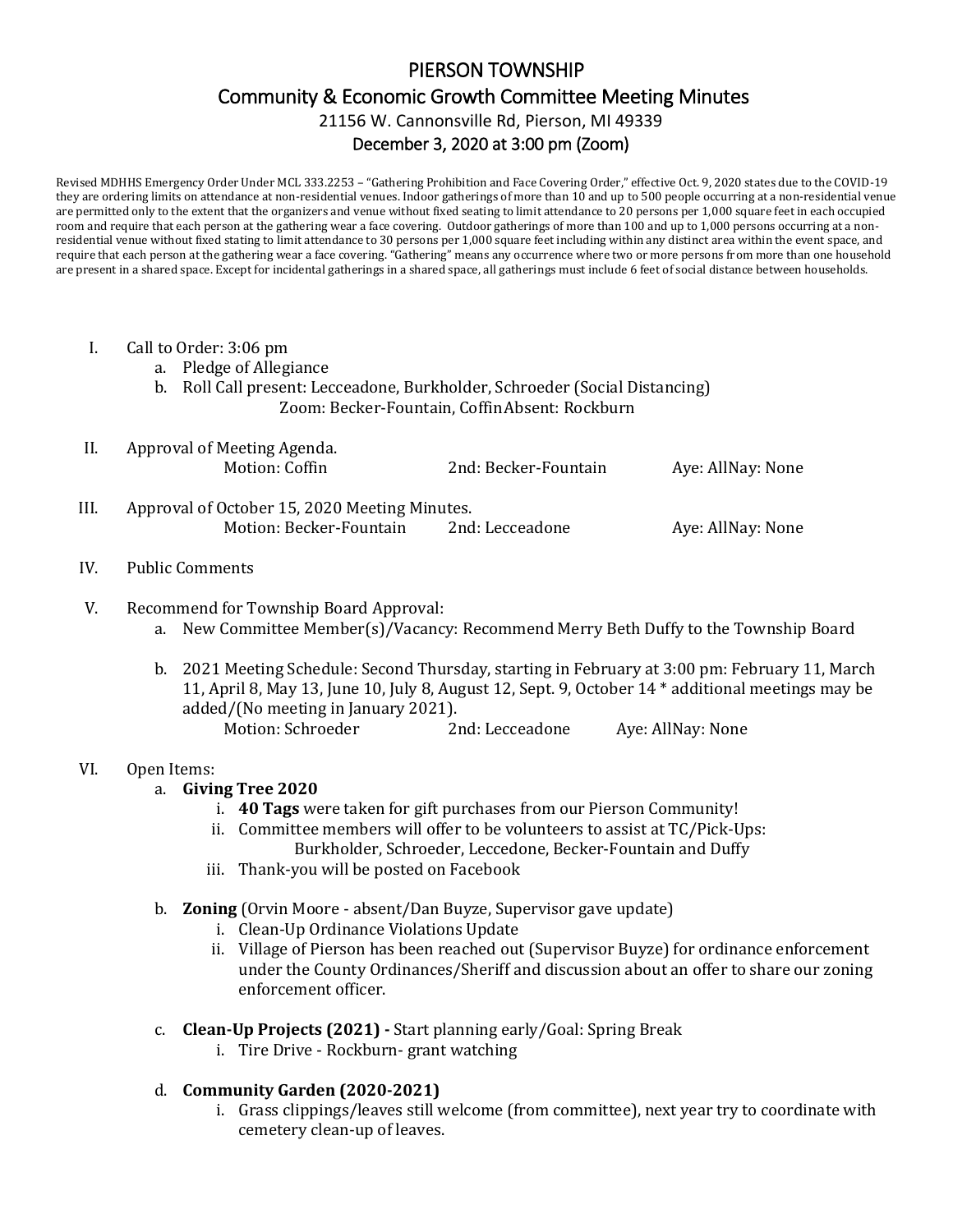# PIERSON TOWNSHIP

## Community & Economic Growth Committee Meeting Minutes

21156 W. Cannonsville Rd, Pierson, MI 49339

December 3, 2020 at 3:00 pm (Zoom)

Revised MDHHS Emergency Order Under MCL 333.2253 – "Gathering Prohibition and Face Covering Order," effective Oct. 9, 2020 states due to the COVID-19 they are ordering limits on attendance at non-residential venues. Indoor gatherings of more than 10 and up to 500 people occurring at a non-residential venue are permitted only to the extent that the organizers and venue without fixed seating to limit attendance to 20 persons per 1,000 square feet in each occupied room and require that each person at the gathering wear a face covering. Outdoor gatherings of more than 100 and up to 1,000 persons occurring at a non-residential venue without fixed stating to limit attendance to 30 persons per 1,000 square feet including within any distinct area within the event space, and require that each person at the gathering wear a face covering. "Gathering" means any occurrence where two or more persons from more than one household are present in a shared space. Except for incidental gatherings in a shared space, all gatherings must include 6 feet of social distance between households.

I. Call to Order: 3:06 pm
   a. Pledge of Allegiance
   b. Roll Call present: Lecceadone, Burkholder, Schroeder (Social Distancing)
      Zoom: Becker-Fountain, CoffinAbsent: Rockburn

II. Approval of Meeting Agenda.
    Motion: Coffin 2nd: Becker-Fountain Aye: AllNay: None

III. Approval of October 15, 2020 Meeting Minutes.
     Motion: Becker-Fountain 2nd: Lecceadone Aye: AllNay: None

IV. Public Comments

V. Recommend for Township Board Approval:
   a. New Committee Member(s)/Vacancy: Recommend Merry Beth Duffy to the Township Board
   b. 2021 Meeting Schedule: Second Thursday, starting in February at 3:00 pm: February 11, March 11, April 8, May 13, June 10, July 8, August 12, Sept. 9, October 14 * additional meetings may be added/(No meeting in January 2021).
      Motion: Schroeder 2nd: Lecceadone Aye: AllNay: None

VI. Open Items:
   a. **Giving Tree 2020**
      i. **40 Tags** were taken for gift purchases from our Pierson Community!
      ii. Committee members will offer to be volunteers to assist at TC/Pick-Ups:
          Burkholder, Schroeder, Leccedone, Becker-Fountain and Duffy
      iii. Thank-you will be posted on Facebook
   b. **Zoning** (Orvin Moore - absent/Dan Buyze, Supervisor gave update)
      i. Clean-Up Ordinance Violations Update
      ii. Village of Pierson has been reached out (Supervisor Buyze) for ordinance enforcement under the County Ordinances/Sheriff and discussion about an offer to share our zoning enforcement officer.
   c. **Clean-Up Projects (2021) -** Start planning early/Goal: Spring Break
      i. Tire Drive - Rockburn- grant watching
   d. **Community Garden (2020-2021)**
      i. Grass clippings/leaves still welcome (from committee), next year try to coordinate with cemetery clean-up of leaves.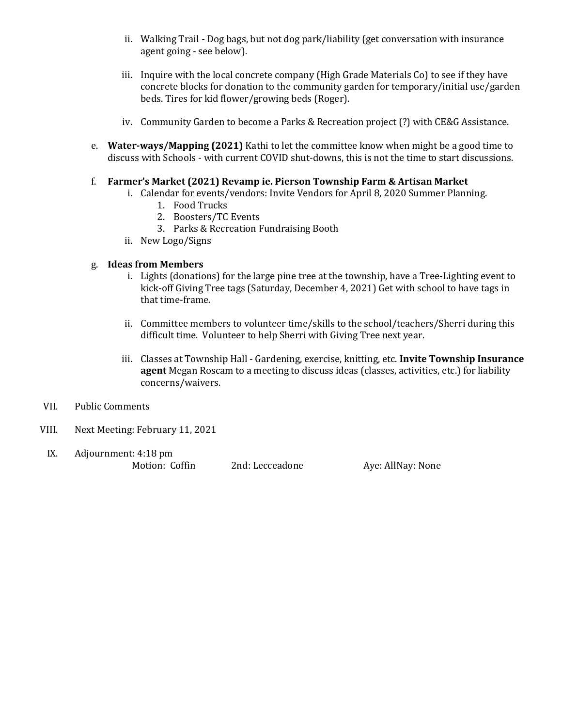ii. Walking Trail - Dog bags, but not dog park/liability (get conversation with insurance agent going - see below).

iii. Inquire with the local concrete company (High Grade Materials Co) to see if they have concrete blocks for donation to the community garden for temporary/initial use/garden beds. Tires for kid flower/growing beds (Roger).

iv. Community Garden to become a Parks & Recreation project (?) with CE&G Assistance.

e. **Water-ways/Mapping (2021)** Kathi to let the committee know when might be a good time to discuss with Schools - with current COVID shut-downs, this is not the time to start discussions.

f. **Farmer's Market (2021) Revamp ie. Pierson Township Farm & Artisan Market**

  i. Calendar for events/vendors: Invite Vendors for April 8, 2020 Summer Planning.
    1. Food Trucks
    2. Boosters/TC Events
    3. Parks & Recreation Fundraising Booth

  ii. New Logo/Signs

g. **Ideas from Members**

  i. Lights (donations) for the large pine tree at the township, have a Tree-Lighting event to kick-off Giving Tree tags (Saturday, December 4, 2021) Get with school to have tags in that time-frame.

  ii. Committee members to volunteer time/skills to the school/teachers/Sherri during this difficult time. Volunteer to help Sherri with Giving Tree next year.

  iii. Classes at Township Hall - Gardening, exercise, knitting, etc. **Invite Township Insurance agent** Megan Roscam to a meeting to discuss ideas (classes, activities, etc.) for liability concerns/waivers.

VII. Public Comments

VIII. Next Meeting: February 11, 2021

IX. Adjournment: 4:18 pm

Motion: Coffin 2nd: Lecceadone Aye: AllNay: None